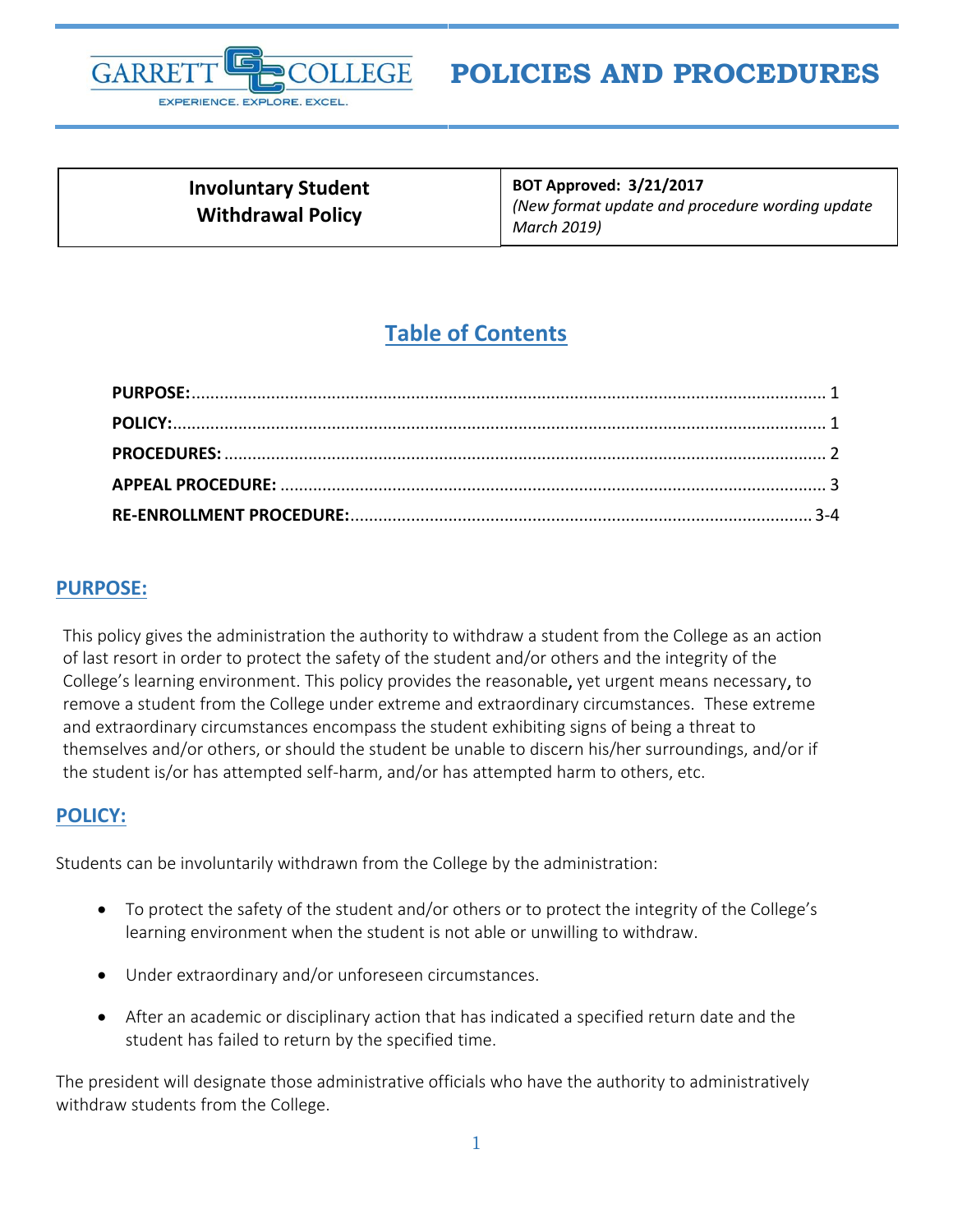# POLICIES AND PROCEDURES

| Involuntary Student Withdrawal Policy | **BOT Approved: 3/21/2017** *(New format update and procedure wording update March 2019)* |
|---|---|

## Table of Contents

**PURPOSE:** ..... 1
**POLICY:** ..... 1
**PROCEDURES:** ..... 2
**APPEAL PROCEDURE:** ..... 3
**RE-ENROLLMENT PROCEDURE:** ..... 3-4

## PURPOSE:

This policy gives the administration the authority to withdraw a student from the College as an action of last resort in order to protect the safety of the student and/or others and the integrity of the College's learning environment. This policy provides the reasonable, yet urgent means necessary, to remove a student from the College under extreme and extraordinary circumstances. These extreme and extraordinary circumstances encompass the student exhibiting signs of being a threat to themselves and/or others, or should the student be unable to discern his/her surroundings, and/or if the student is/or has attempted self-harm, and/or has attempted harm to others, etc.

## POLICY:

Students can be involuntarily withdrawn from the College by the administration:

- To protect the safety of the student and/or others or to protect the integrity of the College's learning environment when the student is not able or unwilling to withdraw.
- Under extraordinary and/or unforeseen circumstances.
- After an academic or disciplinary action that has indicated a specified return date and the student has failed to return by the specified time.

The president will designate those administrative officials who have the authority to administratively withdraw students from the College.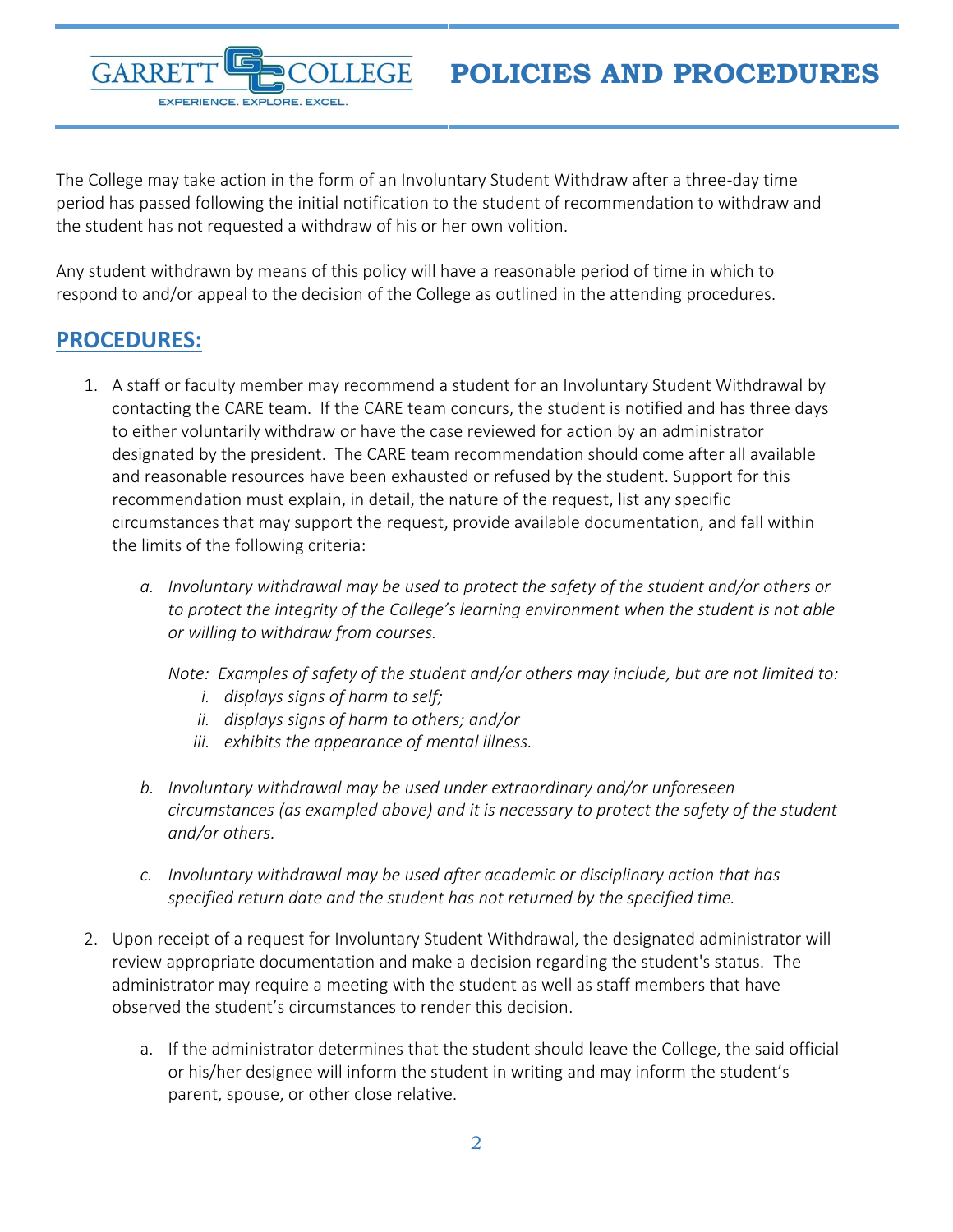The College may take action in the form of an Involuntary Student Withdraw after a three-day time period has passed following the initial notification to the student of recommendation to withdraw and the student has not requested a withdraw of his or her own volition.

Any student withdrawn by means of this policy will have a reasonable period of time in which to respond to and/or appeal to the decision of the College as outlined in the attending procedures.

## PROCEDURES:

1. A staff or faculty member may recommend a student for an Involuntary Student Withdrawal by contacting the CARE team. If the CARE team concurs, the student is notified and has three days to either voluntarily withdraw or have the case reviewed for action by an administrator designated by the president. The CARE team recommendation should come after all available and reasonable resources have been exhausted or refused by the student. Support for this recommendation must explain, in detail, the nature of the request, list any specific circumstances that may support the request, provide available documentation, and fall within the limits of the following criteria:

   a. *Involuntary withdrawal may be used to protect the safety of the student and/or others or to protect the integrity of the College's learning environment when the student is not able or willing to withdraw from courses.*

      *Note: Examples of safety of the student and/or others may include, but are not limited to:*
      
      i. *displays signs of harm to self;*
      ii. *displays signs of harm to others; and/or*
      iii. *exhibits the appearance of mental illness.*

   b. *Involuntary withdrawal may be used under extraordinary and/or unforeseen circumstances (as exampled above) and it is necessary to protect the safety of the student and/or others.*

   c. *Involuntary withdrawal may be used after academic or disciplinary action that has specified return date and the student has not returned by the specified time.*

2. Upon receipt of a request for Involuntary Student Withdrawal, the designated administrator will review appropriate documentation and make a decision regarding the student's status. The administrator may require a meeting with the student as well as staff members that have observed the student's circumstances to render this decision.

   a. If the administrator determines that the student should leave the College, the said official or his/her designee will inform the student in writing and may inform the student's parent, spouse, or other close relative.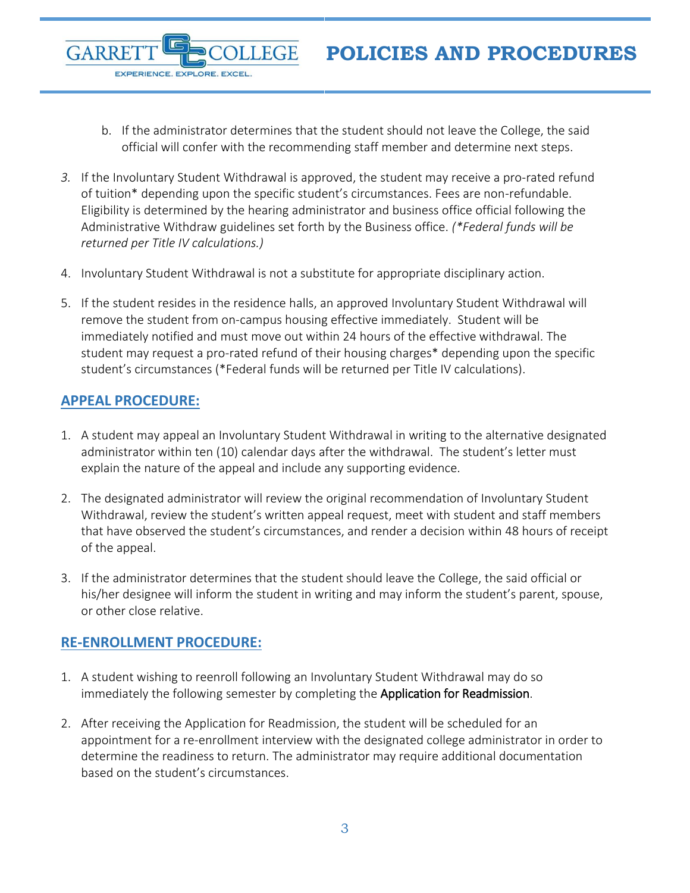b. If the administrator determines that the student should not leave the College, the said official will confer with the recommending staff member and determine next steps.

3. If the Involuntary Student Withdrawal is approved, the student may receive a pro-rated refund of tuition* depending upon the specific student's circumstances. Fees are non-refundable. Eligibility is determined by the hearing administrator and business office official following the Administrative Withdraw guidelines set forth by the Business office. *(*Federal funds will be returned per Title IV calculations.)*

4. Involuntary Student Withdrawal is not a substitute for appropriate disciplinary action.

5. If the student resides in the residence halls, an approved Involuntary Student Withdrawal will remove the student from on-campus housing effective immediately. Student will be immediately notified and must move out within 24 hours of the effective withdrawal. The student may request a pro-rated refund of their housing charges* depending upon the specific student's circumstances (*Federal funds will be returned per Title IV calculations).

## APPEAL PROCEDURE:

1. A student may appeal an Involuntary Student Withdrawal in writing to the alternative designated administrator within ten (10) calendar days after the withdrawal. The student's letter must explain the nature of the appeal and include any supporting evidence.

2. The designated administrator will review the original recommendation of Involuntary Student Withdrawal, review the student's written appeal request, meet with student and staff members that have observed the student's circumstances, and render a decision within 48 hours of receipt of the appeal.

3. If the administrator determines that the student should leave the College, the said official or his/her designee will inform the student in writing and may inform the student's parent, spouse, or other close relative.

## RE-ENROLLMENT PROCEDURE:

1. A student wishing to reenroll following an Involuntary Student Withdrawal may do so immediately the following semester by completing the Application for Readmission.

2. After receiving the Application for Readmission, the student will be scheduled for an appointment for a re-enrollment interview with the designated college administrator in order to determine the readiness to return. The administrator may require additional documentation based on the student's circumstances.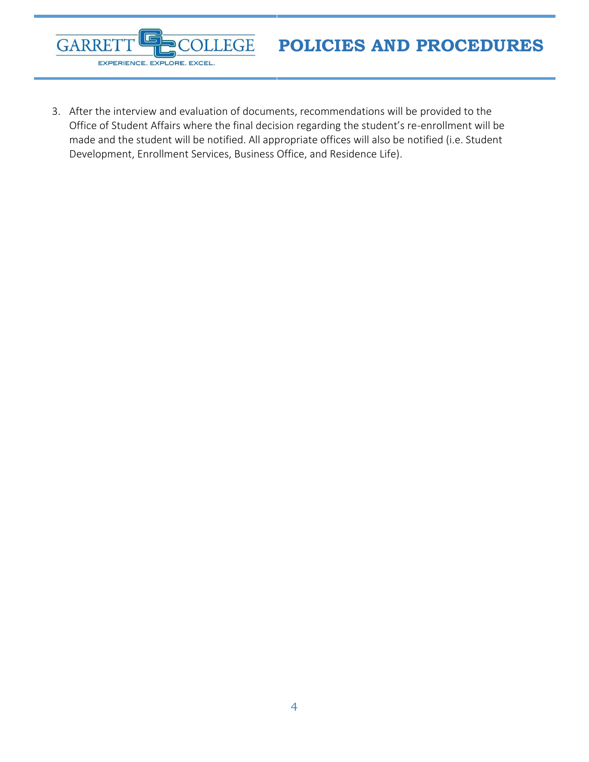3. After the interview and evaluation of documents, recommendations will be provided to the Office of Student Affairs where the final decision regarding the student's re-enrollment will be made and the student will be notified. All appropriate offices will also be notified (i.e. Student Development, Enrollment Services, Business Office, and Residence Life).